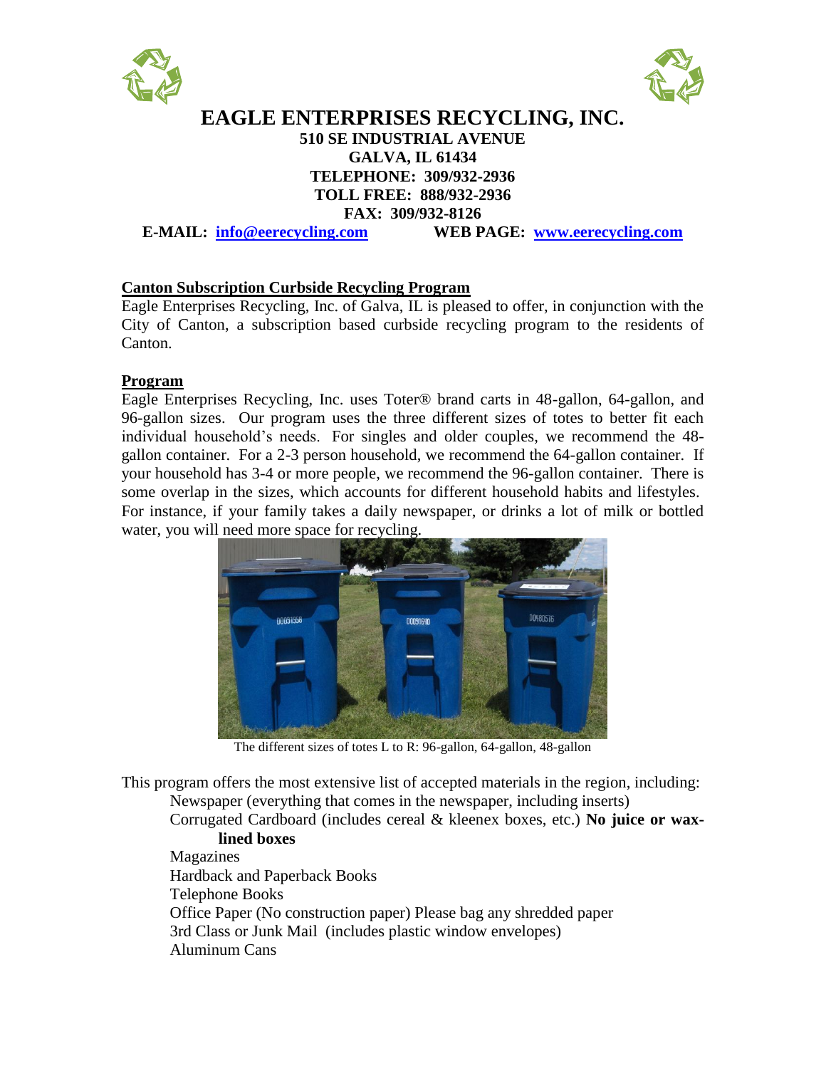# EAGLE ENTERPRISES RECYCLING, INC.

**510 SE INDUSTRIAL AVENUE**
**GALVA, IL 61434**
**TELEPHONE: 309/932-2936**
**TOLL FREE: 888/932-2936**
**FAX: 309/932-8126**
**E-MAIL: info@eerecycling.com** **WEB PAGE: www.eerecycling.com**

## Canton Subscription Curbside Recycling Program

Eagle Enterprises Recycling, Inc. of Galva, IL is pleased to offer, in conjunction with the City of Canton, a subscription based curbside recycling program to the residents of Canton.

## Program

Eagle Enterprises Recycling, Inc. uses Toter® brand carts in 48-gallon, 64-gallon, and 96-gallon sizes. Our program uses the three different sizes of totes to better fit each individual household's needs. For singles and older couples, we recommend the 48-gallon container. For a 2-3 person household, we recommend the 64-gallon container. If your household has 3-4 or more people, we recommend the 96-gallon container. There is some overlap in the sizes, which accounts for different household habits and lifestyles. For instance, if your family takes a daily newspaper, or drinks a lot of milk or bottled water, you will need more space for recycling.

The different sizes of totes L to R: 96-gallon, 64-gallon, 48-gallon

This program offers the most extensive list of accepted materials in the region, including:

- Newspaper (everything that comes in the newspaper, including inserts)
- Corrugated Cardboard (includes cereal & kleenex boxes, etc.) **No juice or wax-lined boxes**
- Magazines
- Hardback and Paperback Books
- Telephone Books
- Office Paper (No construction paper) Please bag any shredded paper
- 3rd Class or Junk Mail (includes plastic window envelopes)
- Aluminum Cans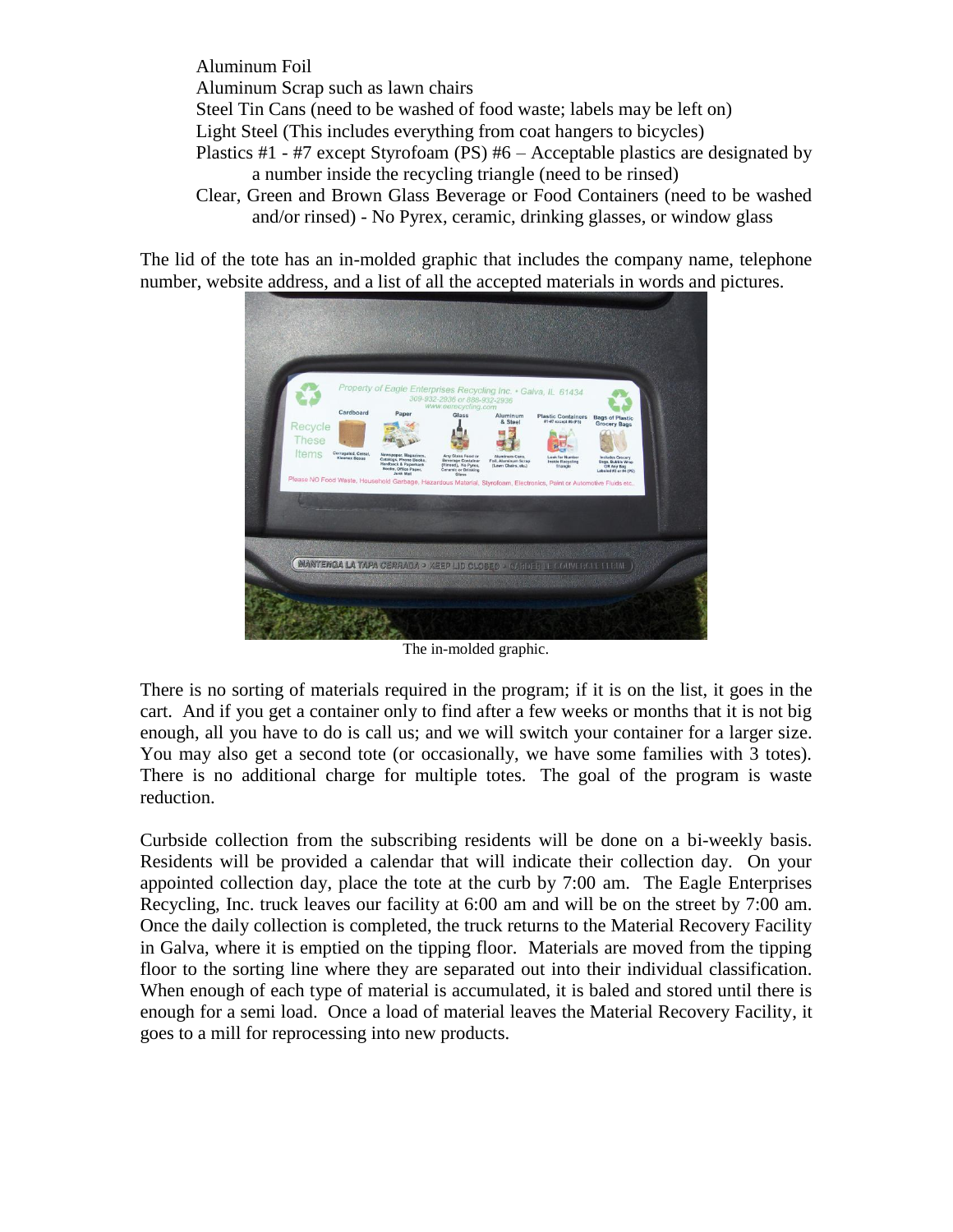Aluminum Foil

Aluminum Scrap such as lawn chairs

Steel Tin Cans (need to be washed of food waste; labels may be left on)

Light Steel (This includes everything from coat hangers to bicycles)

Plastics #1 - #7 except Styrofoam (PS) #6 – Acceptable plastics are designated by a number inside the recycling triangle (need to be rinsed)

Clear, Green and Brown Glass Beverage or Food Containers (need to be washed and/or rinsed) - No Pyrex, ceramic, drinking glasses, or window glass

The lid of the tote has an in-molded graphic that includes the company name, telephone number, website address, and a list of all the accepted materials in words and pictures.

The in-molded graphic.

There is no sorting of materials required in the program; if it is on the list, it goes in the cart. And if you get a container only to find after a few weeks or months that it is not big enough, all you have to do is call us; and we will switch your container for a larger size. You may also get a second tote (or occasionally, we have some families with 3 totes). There is no additional charge for multiple totes. The goal of the program is waste reduction.

Curbside collection from the subscribing residents will be done on a bi-weekly basis. Residents will be provided a calendar that will indicate their collection day. On your appointed collection day, place the tote at the curb by 7:00 am. The Eagle Enterprises Recycling, Inc. truck leaves our facility at 6:00 am and will be on the street by 7:00 am. Once the daily collection is completed, the truck returns to the Material Recovery Facility in Galva, where it is emptied on the tipping floor. Materials are moved from the tipping floor to the sorting line where they are separated out into their individual classification. When enough of each type of material is accumulated, it is baled and stored until there is enough for a semi load. Once a load of material leaves the Material Recovery Facility, it goes to a mill for reprocessing into new products.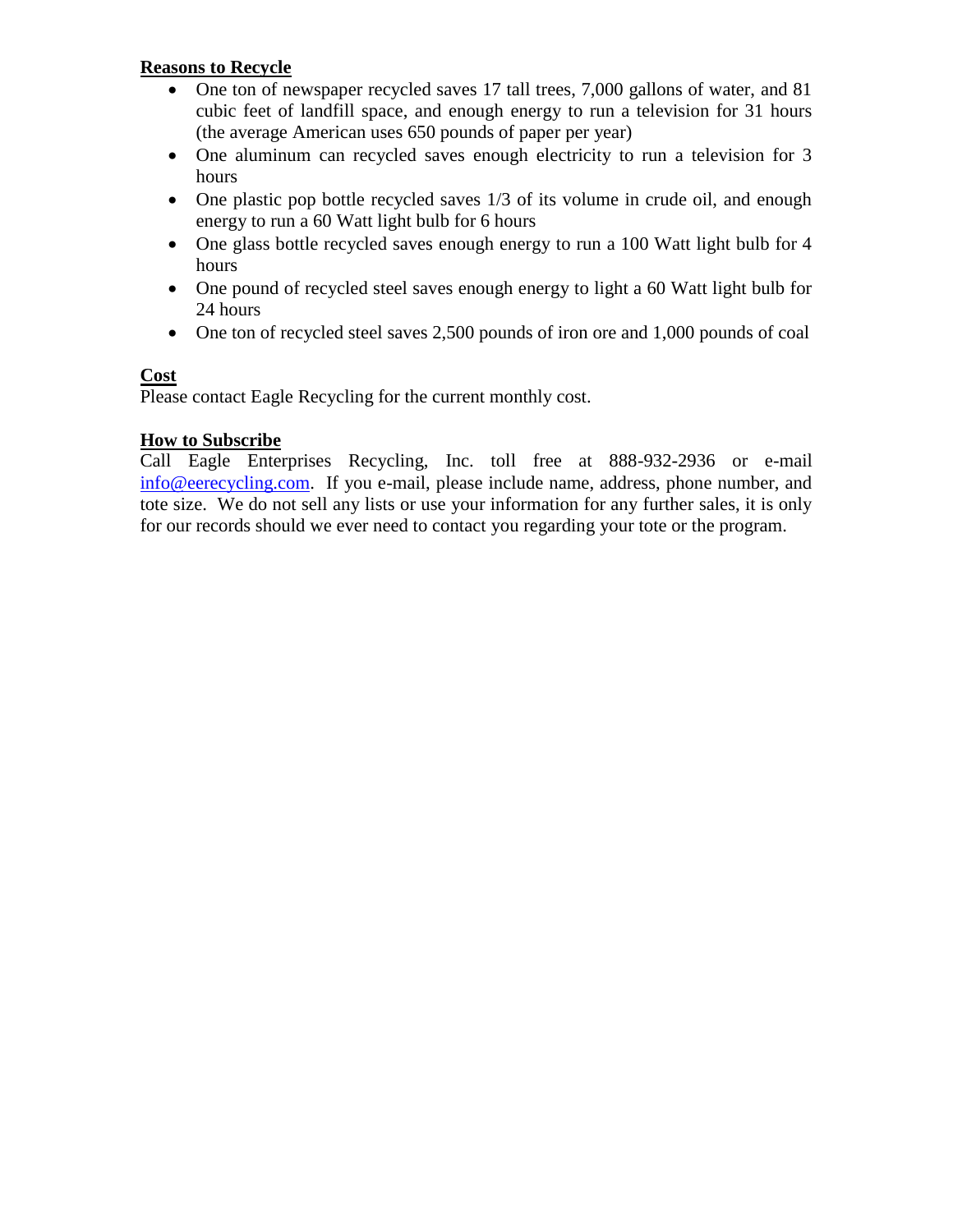**Reasons to Recycle**

- One ton of newspaper recycled saves 17 tall trees, 7,000 gallons of water, and 81 cubic feet of landfill space, and enough energy to run a television for 31 hours (the average American uses 650 pounds of paper per year)
- One aluminum can recycled saves enough electricity to run a television for 3 hours
- One plastic pop bottle recycled saves 1/3 of its volume in crude oil, and enough energy to run a 60 Watt light bulb for 6 hours
- One glass bottle recycled saves enough energy to run a 100 Watt light bulb for 4 hours
- One pound of recycled steel saves enough energy to light a 60 Watt light bulb for 24 hours
- One ton of recycled steel saves 2,500 pounds of iron ore and 1,000 pounds of coal

**Cost**

Please contact Eagle Recycling for the current monthly cost.

**How to Subscribe**

Call Eagle Enterprises Recycling, Inc. toll free at 888-932-2936 or e-mail info@eerecycling.com. If you e-mail, please include name, address, phone number, and tote size. We do not sell any lists or use your information for any further sales, it is only for our records should we ever need to contact you regarding your tote or the program.